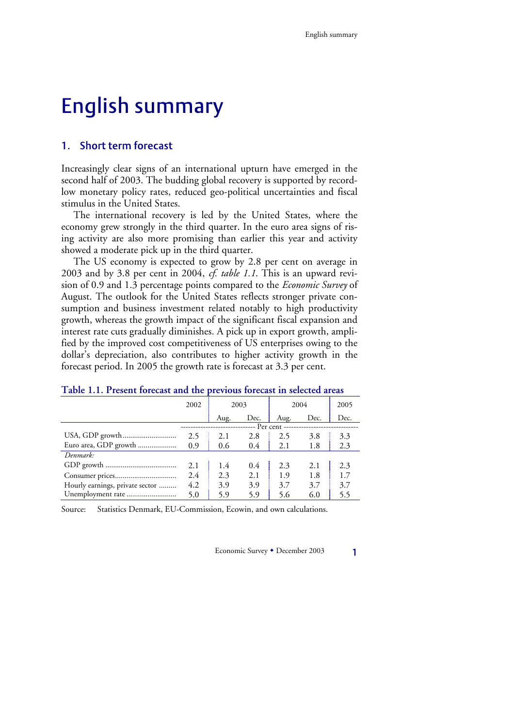# English summary

## 1. Short term forecast

Increasingly clear signs of an international upturn have emerged in the second half of 2003. The budding global recovery is supported by record-low monetary policy rates, reduced geo-political uncertainties and fiscal stimulus in the United States.

The international recovery is led by the United States, where the economy grew strongly in the third quarter. In the euro area signs of rising activity are also more promising than earlier this year and activity showed a moderate pick up in the third quarter.

The US economy is expected to grow by 2.8 per cent on average in 2003 and by 3.8 per cent in 2004, *cf. table 1.1*. This is an upward revision of 0.9 and 1.3 percentage points compared to the *Economic Survey* of August. The outlook for the United States reflects stronger private consumption and business investment related notably to high productivity growth, whereas the growth impact of the significant fiscal expansion and interest rate cuts gradually diminishes. A pick up in export growth, amplified by the improved cost competitiveness of US enterprises owing to the dollar's depreciation, also contributes to higher activity growth in the forecast period. In 2005 the growth rate is forecast at 3.3 per cent.

**Table 1.1. Present forecast and the previous forecast in selected areas**

| | 2002 | 2003 | | 2004 | | 2005 |
|---|---|---|---|---|---|---|
| | | Aug. | Dec. | Aug. | Dec. | Dec. |
| | Per cent | | | | | |
| USA, GDP growth | 2.5 | 2.1 | 2.8 | 2.5 | 3.8 | 3.3 |
| Euro area, GDP growth | 0.9 | 0.6 | 0.4 | 2.1 | 1.8 | 2.3 |
| *Denmark:* | | | | | | |
| GDP growth | 2.1 | 1.4 | 0.4 | 2.3 | 2.1 | 2.3 |
| Consumer prices | 2.4 | 2.3 | 2.1 | 1.9 | 1.8 | 1.7 |
| Hourly earnings, private sector | 4.2 | 3.9 | 3.9 | 3.7 | 3.7 | 3.7 |
| Unemployment rate | 5.0 | 5.9 | 5.9 | 5.6 | 6.0 | 5.5 |

Source: Statistics Denmark, EU-Commission, Ecowin, and own calculations.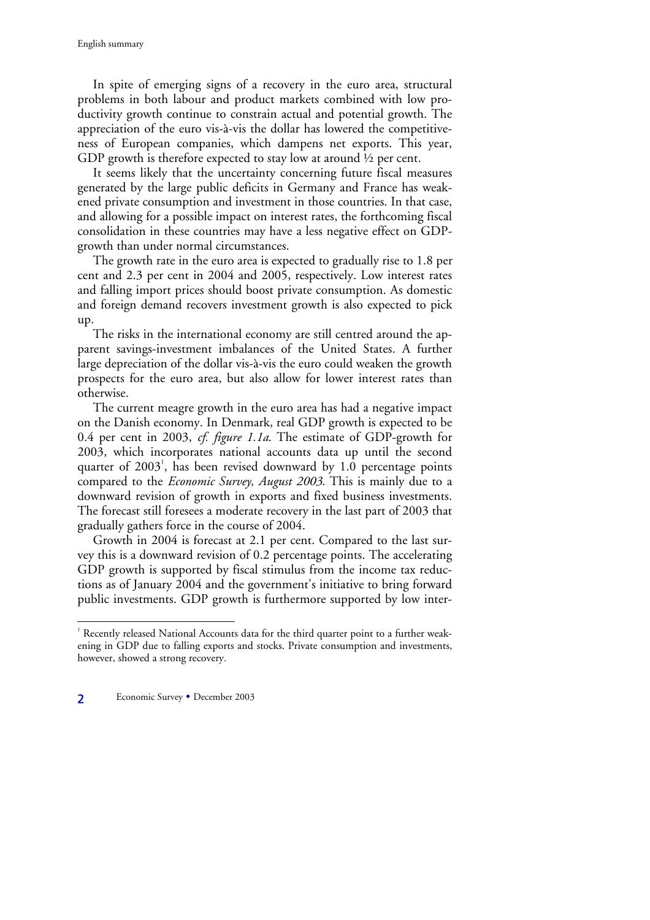In spite of emerging signs of a recovery in the euro area, structural problems in both labour and product markets combined with low productivity growth continue to constrain actual and potential growth. The appreciation of the euro vis-à-vis the dollar has lowered the competitiveness of European companies, which dampens net exports. This year, GDP growth is therefore expected to stay low at around ½ per cent.

It seems likely that the uncertainty concerning future fiscal measures generated by the large public deficits in Germany and France has weakened private consumption and investment in those countries. In that case, and allowing for a possible impact on interest rates, the forthcoming fiscal consolidation in these countries may have a less negative effect on GDP-growth than under normal circumstances.

The growth rate in the euro area is expected to gradually rise to 1.8 per cent and 2.3 per cent in 2004 and 2005, respectively. Low interest rates and falling import prices should boost private consumption. As domestic and foreign demand recovers investment growth is also expected to pick up.

The risks in the international economy are still centred around the apparent savings-investment imbalances of the United States. A further large depreciation of the dollar vis-à-vis the euro could weaken the growth prospects for the euro area, but also allow for lower interest rates than otherwise.

The current meagre growth in the euro area has had a negative impact on the Danish economy. In Denmark, real GDP growth is expected to be 0.4 per cent in 2003, *cf. figure 1.1a*. The estimate of GDP-growth for 2003, which incorporates national accounts data up until the second quarter of 2003[1], has been revised downward by 1.0 percentage points compared to the *Economic Survey, August 2003*. This is mainly due to a downward revision of growth in exports and fixed business investments. The forecast still foresees a moderate recovery in the last part of 2003 that gradually gathers force in the course of 2004.

Growth in 2004 is forecast at 2.1 per cent. Compared to the last survey this is a downward revision of 0.2 percentage points. The accelerating GDP growth is supported by fiscal stimulus from the income tax reductions as of January 2004 and the government's initiative to bring forward public investments. GDP growth is furthermore supported by low inter-

[1] Recently released National Accounts data for the third quarter point to a further weakening in GDP due to falling exports and stocks. Private consumption and investments, however, showed a strong recovery.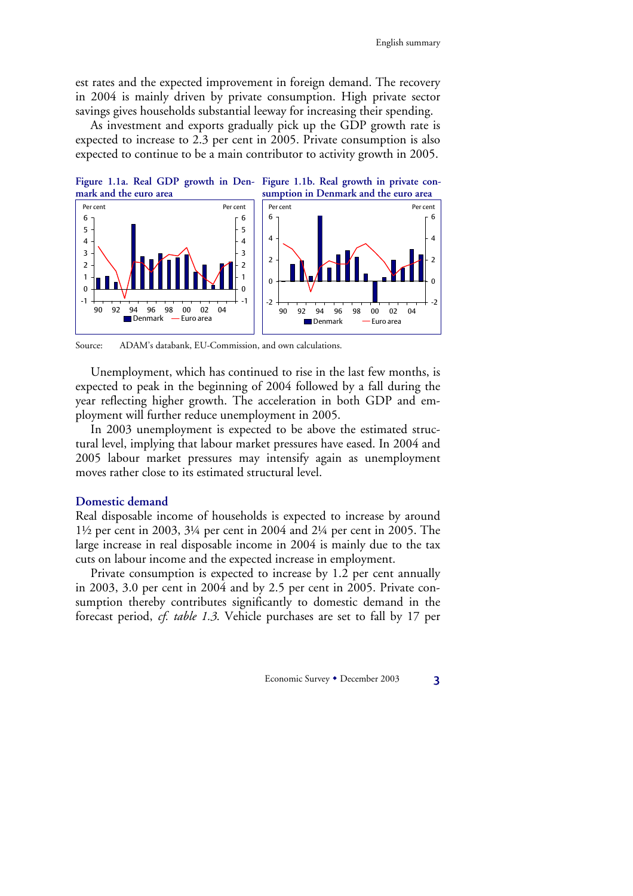est rates and the expected improvement in foreign demand. The recovery in 2004 is mainly driven by private consumption. High private sector savings gives households substantial leeway for increasing their spending.

As investment and exports gradually pick up the GDP growth rate is expected to increase to 2.3 per cent in 2005. Private consumption is also expected to continue to be a main contributor to activity growth in 2005.

**Figure 1.1a. Real GDP growth in Denmark and the euro area**

**Figure 1.1b. Real growth in private consumption in Denmark and the euro area**

Source: ADAM's databank, EU-Commission, and own calculations.

Unemployment, which has continued to rise in the last few months, is expected to peak in the beginning of 2004 followed by a fall during the year reflecting higher growth. The acceleration in both GDP and employment will further reduce unemployment in 2005.

In 2003 unemployment is expected to be above the estimated structural level, implying that labour market pressures have eased. In 2004 and 2005 labour market pressures may intensify again as unemployment moves rather close to its estimated structural level.

## Domestic demand

Real disposable income of households is expected to increase by around 1½ per cent in 2003, 3¼ per cent in 2004 and 2¼ per cent in 2005. The large increase in real disposable income in 2004 is mainly due to the tax cuts on labour income and the expected increase in employment.

Private consumption is expected to increase by 1.2 per cent annually in 2003, 3.0 per cent in 2004 and by 2.5 per cent in 2005. Private consumption thereby contributes significantly to domestic demand in the forecast period, *cf. table 1.3*. Vehicle purchases are set to fall by 17 per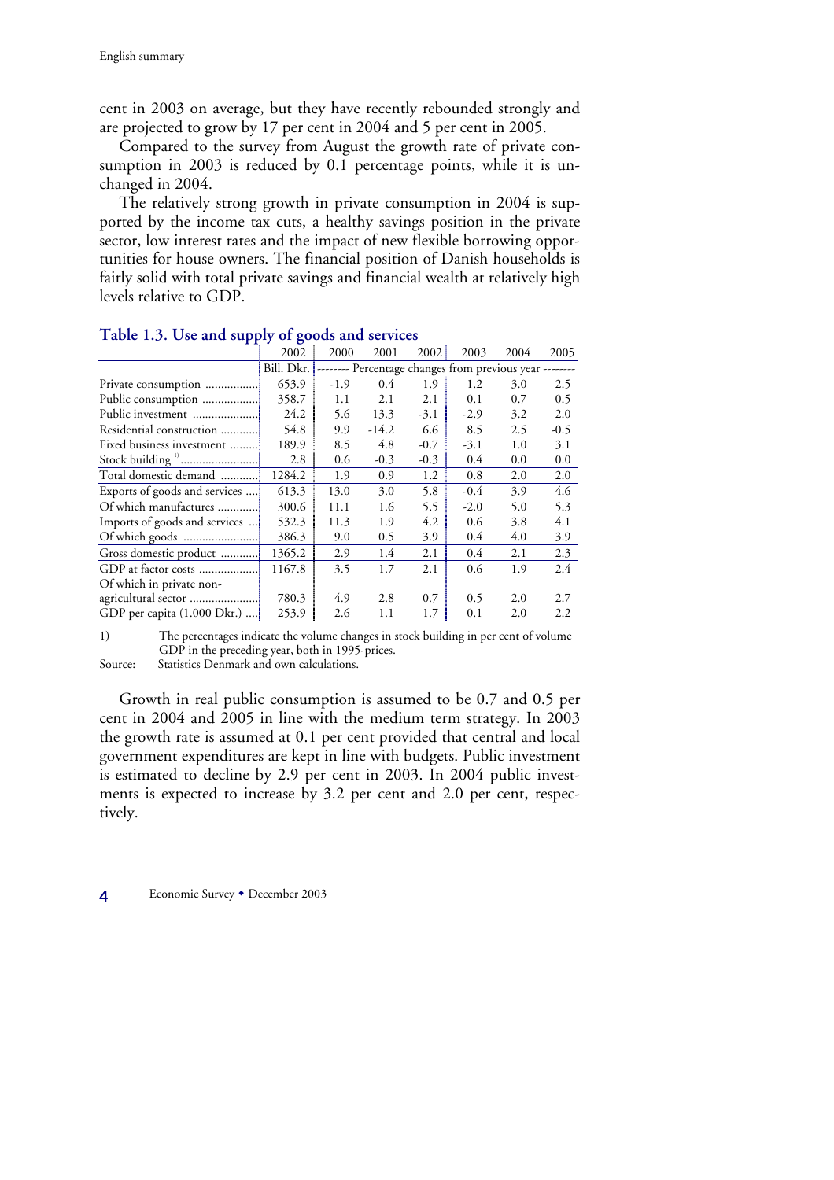cent in 2003 on average, but they have recently rebounded strongly and are projected to grow by 17 per cent in 2004 and 5 per cent in 2005.

Compared to the survey from August the growth rate of private consumption in 2003 is reduced by 0.1 percentage points, while it is unchanged in 2004.

The relatively strong growth in private consumption in 2004 is supported by the income tax cuts, a healthy savings position in the private sector, low interest rates and the impact of new flexible borrowing opportunities for house owners. The financial position of Danish households is fairly solid with total private savings and financial wealth at relatively high levels relative to GDP.

**Table 1.3. Use and supply of goods and services**

| | 2002 | 2000 | 2001 | 2002 | 2003 | 2004 | 2005 |
|---|---|---|---|---|---|---|---|
| | Bill. Dkr. | -------- Percentage changes from previous year -------- | | | | | |
| Private consumption | 653.9 | -1.9 | 0.4 | 1.9 | 1.2 | 3.0 | 2.5 |
| Public consumption | 358.7 | 1.1 | 2.1 | 2.1 | 0.1 | 0.7 | 0.5 |
| Public investment | 24.2 | 5.6 | 13.3 | -3.1 | -2.9 | 3.2 | 2.0 |
| Residential construction | 54.8 | 9.9 | -14.2 | 6.6 | 8.5 | 2.5 | -0.5 |
| Fixed business investment | 189.9 | 8.5 | 4.8 | -0.7 | -3.1 | 1.0 | 3.1 |
| Stock building [1] | 2.8 | 0.6 | -0.3 | -0.3 | 0.4 | 0.0 | 0.0 |
| Total domestic demand | 1284.2 | 1.9 | 0.9 | 1.2 | 0.8 | 2.0 | 2.0 |
| Exports of goods and services | 613.3 | 13.0 | 3.0 | 5.8 | -0.4 | 3.9 | 4.6 |
| Of which manufactures | 300.6 | 11.1 | 1.6 | 5.5 | -2.0 | 5.0 | 5.3 |
| Imports of goods and services | 532.3 | 11.3 | 1.9 | 4.2 | 0.6 | 3.8 | 4.1 |
| Of which goods | 386.3 | 9.0 | 0.5 | 3.9 | 0.4 | 4.0 | 3.9 |
| Gross domestic product | 1365.2 | 2.9 | 1.4 | 2.1 | 0.4 | 2.1 | 2.3 |
| GDP at factor costs | 1167.8 | 3.5 | 1.7 | 2.1 | 0.6 | 1.9 | 2.4 |
| Of which in private non-agricultural sector | 780.3 | 4.9 | 2.8 | 0.7 | 0.5 | 2.0 | 2.7 |
| GDP per capita (1.000 Dkr.) | 253.9 | 2.6 | 1.1 | 1.7 | 0.1 | 2.0 | 2.2 |

1) The percentages indicate the volume changes in stock building in per cent of volume GDP in the preceding year, both in 1995-prices.

Source: Statistics Denmark and own calculations.

Growth in real public consumption is assumed to be 0.7 and 0.5 per cent in 2004 and 2005 in line with the medium term strategy. In 2003 the growth rate is assumed at 0.1 per cent provided that central and local government expenditures are kept in line with budgets. Public investment is estimated to decline by 2.9 per cent in 2003. In 2004 public investments is expected to increase by 3.2 per cent and 2.0 per cent, respectively.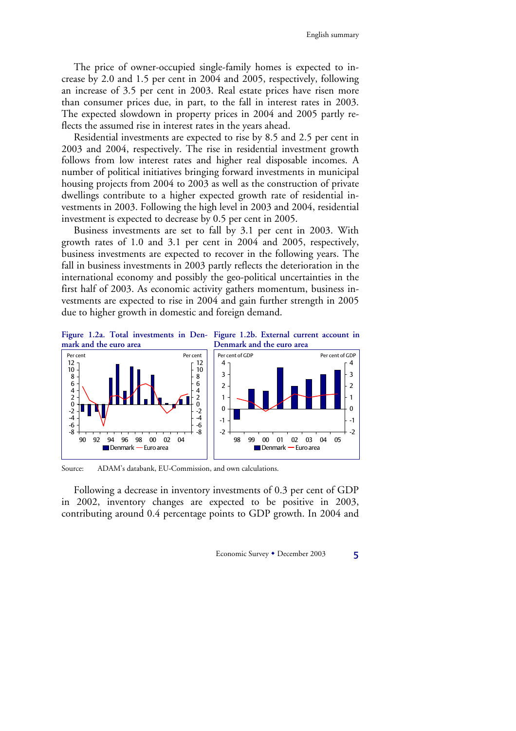The price of owner-occupied single-family homes is expected to increase by 2.0 and 1.5 per cent in 2004 and 2005, respectively, following an increase of 3.5 per cent in 2003. Real estate prices have risen more than consumer prices due, in part, to the fall in interest rates in 2003. The expected slowdown in property prices in 2004 and 2005 partly reflects the assumed rise in interest rates in the years ahead.

Residential investments are expected to rise by 8.5 and 2.5 per cent in 2003 and 2004, respectively. The rise in residential investment growth follows from low interest rates and higher real disposable incomes. A number of political initiatives bringing forward investments in municipal housing projects from 2004 to 2003 as well as the construction of private dwellings contribute to a higher expected growth rate of residential investments in 2003. Following the high level in 2003 and 2004, residential investment is expected to decrease by 0.5 per cent in 2005.

Business investments are set to fall by 3.1 per cent in 2003. With growth rates of 1.0 and 3.1 per cent in 2004 and 2005, respectively, business investments are expected to recover in the following years. The fall in business investments in 2003 partly reflects the deterioration in the international economy and possibly the geo-political uncertainties in the first half of 2003. As economic activity gathers momentum, business investments are expected to rise in 2004 and gain further strength in 2005 due to higher growth in domestic and foreign demand.

**Figure 1.2a. Total investments in Denmark and the euro area**

**Figure 1.2b. External current account in Denmark and the euro area**

Source: ADAM's databank, EU-Commission, and own calculations.

Following a decrease in inventory investments of 0.3 per cent of GDP in 2002, inventory changes are expected to be positive in 2003, contributing around 0.4 percentage points to GDP growth. In 2004 and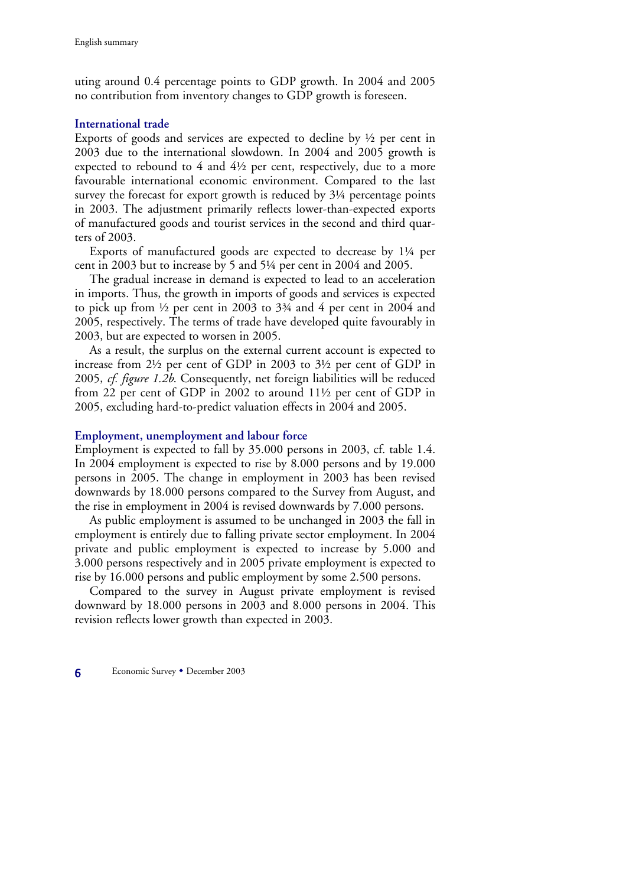uting around 0.4 percentage points to GDP growth. In 2004 and 2005 no contribution from inventory changes to GDP growth is foreseen.

### International trade

Exports of goods and services are expected to decline by ½ per cent in 2003 due to the international slowdown. In 2004 and 2005 growth is expected to rebound to 4 and 4½ per cent, respectively, due to a more favourable international economic environment. Compared to the last survey the forecast for export growth is reduced by 3¼ percentage points in 2003. The adjustment primarily reflects lower-than-expected exports of manufactured goods and tourist services in the second and third quarters of 2003.

Exports of manufactured goods are expected to decrease by 1¼ per cent in 2003 but to increase by 5 and 5¼ per cent in 2004 and 2005.

The gradual increase in demand is expected to lead to an acceleration in imports. Thus, the growth in imports of goods and services is expected to pick up from ½ per cent in 2003 to 3¾ and 4 per cent in 2004 and 2005, respectively. The terms of trade have developed quite favourably in 2003, but are expected to worsen in 2005.

As a result, the surplus on the external current account is expected to increase from 2½ per cent of GDP in 2003 to 3½ per cent of GDP in 2005, *cf. figure 1.2b*. Consequently, net foreign liabilities will be reduced from 22 per cent of GDP in 2002 to around 11½ per cent of GDP in 2005, excluding hard-to-predict valuation effects in 2004 and 2005.

### Employment, unemployment and labour force

Employment is expected to fall by 35.000 persons in 2003, cf. table 1.4. In 2004 employment is expected to rise by 8.000 persons and by 19.000 persons in 2005. The change in employment in 2003 has been revised downwards by 18.000 persons compared to the Survey from August, and the rise in employment in 2004 is revised downwards by 7.000 persons.

As public employment is assumed to be unchanged in 2003 the fall in employment is entirely due to falling private sector employment. In 2004 private and public employment is expected to increase by 5.000 and 3.000 persons respectively and in 2005 private employment is expected to rise by 16.000 persons and public employment by some 2.500 persons.

Compared to the survey in August private employment is revised downward by 18.000 persons in 2003 and 8.000 persons in 2004. This revision reflects lower growth than expected in 2003.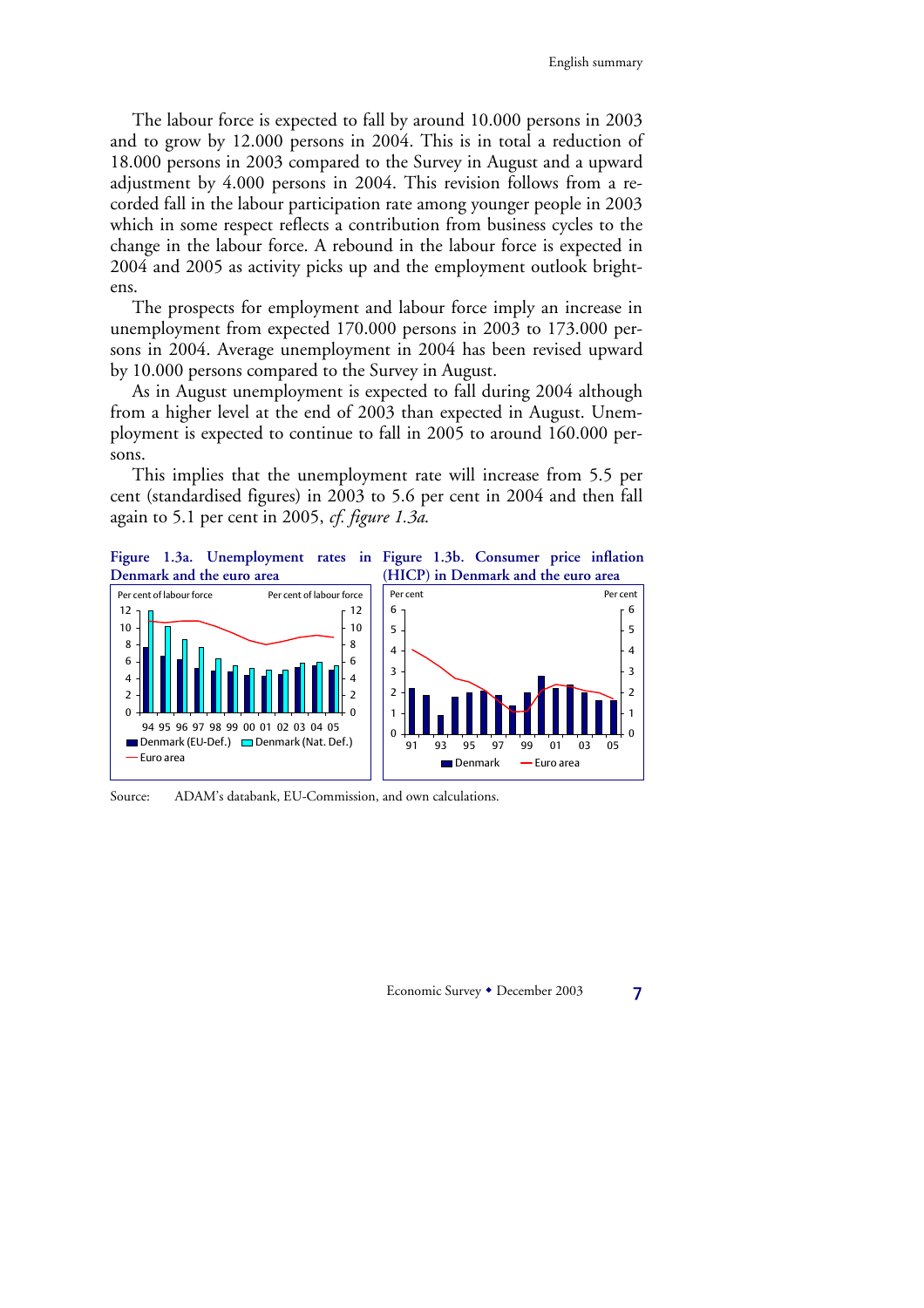The labour force is expected to fall by around 10.000 persons in 2003 and to grow by 12.000 persons in 2004. This is in total a reduction of 18.000 persons in 2003 compared to the Survey in August and a upward adjustment by 4.000 persons in 2004. This revision follows from a recorded fall in the labour participation rate among younger people in 2003 which in some respect reflects a contribution from business cycles to the change in the labour force. A rebound in the labour force is expected in 2004 and 2005 as activity picks up and the employment outlook brightens.

The prospects for employment and labour force imply an increase in unemployment from expected 170.000 persons in 2003 to 173.000 persons in 2004. Average unemployment in 2004 has been revised upward by 10.000 persons compared to the Survey in August.

As in August unemployment is expected to fall during 2004 although from a higher level at the end of 2003 than expected in August. Unemployment is expected to continue to fall in 2005 to around 160.000 persons.

This implies that the unemployment rate will increase from 5.5 per cent (standardised figures) in 2003 to 5.6 per cent in 2004 and then fall again to 5.1 per cent in 2005, *cf. figure 1.3a.*

**Figure 1.3a. Unemployment rates in Denmark and the euro area**

**Figure 1.3b. Consumer price inflation (HICP) in Denmark and the euro area**

Source: ADAM's databank, EU-Commission, and own calculations.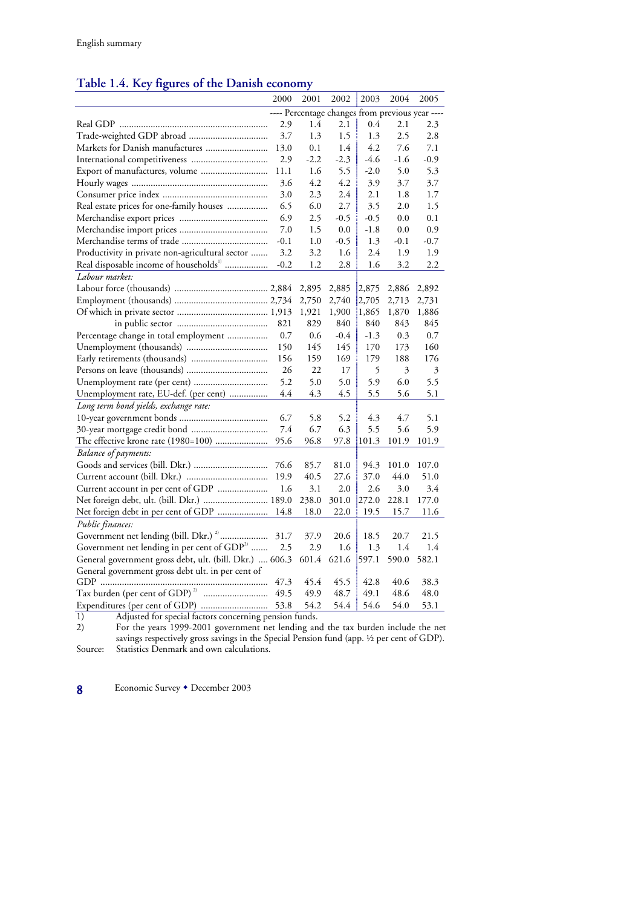## Table 1.4. Key figures of the Danish economy

| | 2000 | 2001 | 2002 | 2003 | 2004 | 2005 |
|---|---|---|---|---|---|---|
| | ---- Percentage changes from previous year ---- | | | | | |
| Real GDP | 2.9 | 1.4 | 2.1 | 0.4 | 2.1 | 2.3 |
| Trade-weighted GDP abroad | 3.7 | 1.3 | 1.5 | 1.3 | 2.5 | 2.8 |
| Markets for Danish manufactures | 13.0 | 0.1 | 1.4 | 4.2 | 7.6 | 7.1 |
| International competitiveness | 2.9 | -2.2 | -2.3 | -4.6 | -1.6 | -0.9 |
| Export of manufactures, volume | 11.1 | 1.6 | 5.5 | -2.0 | 5.0 | 5.3 |
| Hourly wages | 3.6 | 4.2 | 4.2 | 3.9 | 3.7 | 3.7 |
| Consumer price index | 3.0 | 2.3 | 2.4 | 2.1 | 1.8 | 1.7 |
| Real estate prices for one-family houses | 6.5 | 6.0 | 2.7 | 3.5 | 2.0 | 1.5 |
| Merchandise export prices | 6.9 | 2.5 | -0.5 | -0.5 | 0.0 | 0.1 |
| Merchandise import prices | 7.0 | 1.5 | 0.0 | -1.8 | 0.0 | 0.9 |
| Merchandise terms of trade | -0.1 | 1.0 | -0.5 | 1.3 | -0.1 | -0.7 |
| Productivity in private non-agricultural sector | 3.2 | 3.2 | 1.6 | 2.4 | 1.9 | 1.9 |
| Real disposable income of households[1] | -0.2 | 1.2 | 2.8 | 1.6 | 3.2 | 2.2 |
| *Labour market:* | | | | | | |
| Labour force (thousands) | 2,884 | 2,895 | 2,885 | 2,875 | 2,886 | 2,892 |
| Employment (thousands) | 2,734 | 2,750 | 2,740 | 2,705 | 2,713 | 2,731 |
| Of which in private sector | 1,913 | 1,921 | 1,900 | 1,865 | 1,870 | 1,886 |
| in public sector | 821 | 829 | 840 | 840 | 843 | 845 |
| Percentage change in total employment | 0.7 | 0.6 | -0.4 | -1.3 | 0.3 | 0.7 |
| Unemployment (thousands) | 150 | 145 | 145 | 170 | 173 | 160 |
| Early retirements (thousands) | 156 | 159 | 169 | 179 | 188 | 176 |
| Persons on leave (thousands) | 26 | 22 | 17 | 5 | 3 | 3 |
| Unemployment rate (per cent) | 5.2 | 5.0 | 5.0 | 5.9 | 6.0 | 5.5 |
| Unemployment rate, EU-def. (per cent) | 4.4 | 4.3 | 4.5 | 5.5 | 5.6 | 5.1 |
| *Long term bond yields, exchange rate:* | | | | | | |
| 10-year government bonds | 6.7 | 5.8 | 5.2 | 4.3 | 4.7 | 5.1 |
| 30-year mortgage credit bond | 7.4 | 6.7 | 6.3 | 5.5 | 5.6 | 5.9 |
| The effective krone rate (1980=100) | 95.6 | 96.8 | 97.8 | 101.3 | 101.9 | 101.9 |
| *Balance of payments:* | | | | | | |
| Goods and services (bill. Dkr.) | 76.6 | 85.7 | 81.0 | 94.3 | 101.0 | 107.0 |
| Current account (bill. Dkr.) | 19.9 | 40.5 | 27.6 | 37.0 | 44.0 | 51.0 |
| Current account in per cent of GDP | 1.6 | 3.1 | 2.0 | 2.6 | 3.0 | 3.4 |
| Net foreign debt, ult. (bill. Dkr.) | 189.0 | 238.0 | 301.0 | 272.0 | 228.1 | 177.0 |
| Net foreign debt in per cent of GDP | 14.8 | 18.0 | 22.0 | 19.5 | 15.7 | 11.6 |
| *Public finances:* | | | | | | |
| Government net lending (bill. Dkr.)[2] | 31.7 | 37.9 | 20.6 | 18.5 | 20.7 | 21.5 |
| Government net lending in per cent of GDP[2] | 2.5 | 2.9 | 1.6 | 1.3 | 1.4 | 1.4 |
| General government gross debt, ult. (bill. Dkr.) | 606.3 | 601.4 | 621.6 | 597.1 | 590.0 | 582.1 |
| General government gross debt ult. in per cent of GDP | 47.3 | 45.4 | 45.5 | 42.8 | 40.6 | 38.3 |
| Tax burden (per cent of GDP)[2] | 49.5 | 49.9 | 48.7 | 49.1 | 48.6 | 48.0 |
| Expenditures (per cent of GDP) | 53.8 | 54.2 | 54.4 | 54.6 | 54.0 | 53.1 |

1) Adjusted for special factors concerning pension funds.

2) For the years 1999-2001 government net lending and the tax burden include the net savings respectively gross savings in the Special Pension fund (app. ½ per cent of GDP).

Source: Statistics Denmark and own calculations.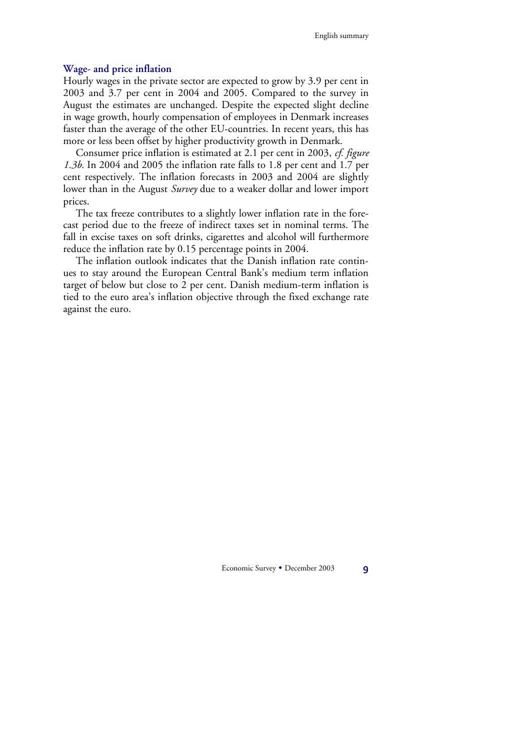### Wage- and price inflation

Hourly wages in the private sector are expected to grow by 3.9 per cent in 2003 and 3.7 per cent in 2004 and 2005. Compared to the survey in August the estimates are unchanged. Despite the expected slight decline in wage growth, hourly compensation of employees in Denmark increases faster than the average of the other EU-countries. In recent years, this has more or less been offset by higher productivity growth in Denmark.

Consumer price inflation is estimated at 2.1 per cent in 2003, *cf. figure 1.3b*. In 2004 and 2005 the inflation rate falls to 1.8 per cent and 1.7 per cent respectively. The inflation forecasts in 2003 and 2004 are slightly lower than in the August *Survey* due to a weaker dollar and lower import prices.

The tax freeze contributes to a slightly lower inflation rate in the forecast period due to the freeze of indirect taxes set in nominal terms. The fall in excise taxes on soft drinks, cigarettes and alcohol will furthermore reduce the inflation rate by 0.15 percentage points in 2004.

The inflation outlook indicates that the Danish inflation rate continues to stay around the European Central Bank's medium term inflation target of below but close to 2 per cent. Danish medium-term inflation is tied to the euro area's inflation objective through the fixed exchange rate against the euro.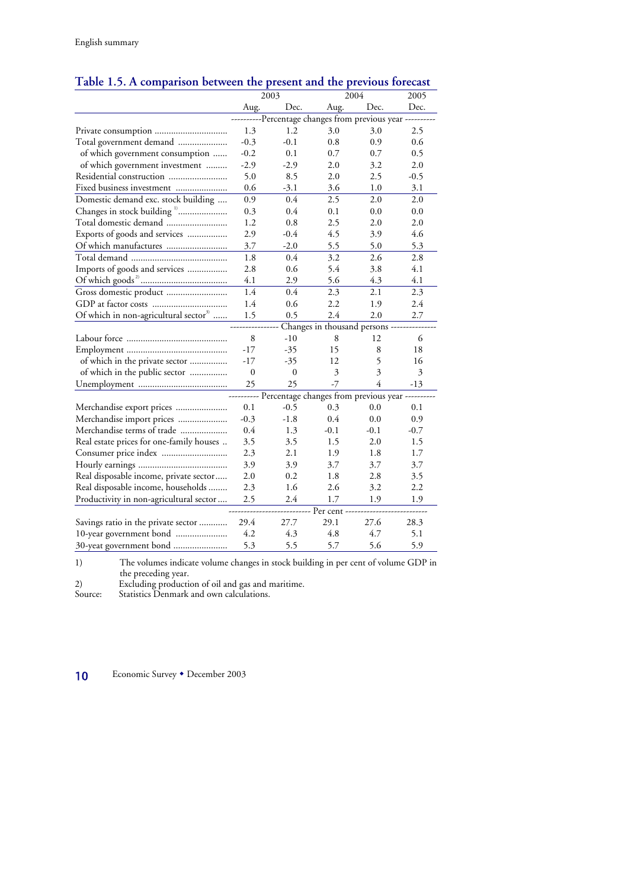## Table 1.5. A comparison between the present and the previous forecast

| | 2003 | | 2004 | | 2005 |
|---|---|---|---|---|---|
| | Aug. | Dec. | Aug. | Dec. | Dec. |
| | ----------Percentage changes from previous year ---------- | | | | |
| Private consumption | 1.3 | 1.2 | 3.0 | 3.0 | 2.5 |
| Total government demand | -0.3 | -0.1 | 0.8 | 0.9 | 0.6 |
| of which government consumption | -0.2 | 0.1 | 0.7 | 0.7 | 0.5 |
| of which government investment | -2.9 | -2.9 | 2.0 | 3.2 | 2.0 |
| Residential construction | 5.0 | 8.5 | 2.0 | 2.5 | -0.5 |
| Fixed business investment | 0.6 | -3.1 | 3.6 | 1.0 | 3.1 |
| Domestic demand exc. stock building | 0.9 | 0.4 | 2.5 | 2.0 | 2.0 |
| Changes in stock building [1] | 0.3 | 0.4 | 0.1 | 0.0 | 0.0 |
| Total domestic demand | 1.2 | 0.8 | 2.5 | 2.0 | 2.0 |
| Exports of goods and services | 2.9 | -0.4 | 4.5 | 3.9 | 4.6 |
| Of which manufactures | 3.7 | -2.0 | 5.5 | 5.0 | 5.3 |
| Total demand | 1.8 | 0.4 | 3.2 | 2.6 | 2.8 |
| Imports of goods and services | 2.8 | 0.6 | 5.4 | 3.8 | 4.1 |
| Of which goods [2] | 4.1 | 2.9 | 5.6 | 4.3 | 4.1 |
| Gross domestic product | 1.4 | 0.4 | 2.3 | 2.1 | 2.3 |
| GDP at factor costs | 1.4 | 0.6 | 2.2 | 1.9 | 2.4 |
| Of which in non-agricultural sector [3] | 1.5 | 0.5 | 2.4 | 2.0 | 2.7 |
| | --------------- Changes in thousand persons --------------- | | | | |
| Labour force | 8 | -10 | 8 | 12 | 6 |
| Employment | -17 | -35 | 15 | 8 | 18 |
| of which in the private sector | -17 | -35 | 12 | 5 | 16 |
| of which in the public sector | 0 | 0 | 3 | 3 | 3 |
| Unemployment | 25 | 25 | -7 | 4 | -13 |
| | ---------- Percentage changes from previous year ---------- | | | | |
| Merchandise export prices | 0.1 | -0.5 | 0.3 | 0.0 | 0.1 |
| Merchandise import prices | -0.3 | -1.8 | 0.4 | 0.0 | 0.9 |
| Merchandise terms of trade | 0.4 | 1.3 | -0.1 | -0.1 | -0.7 |
| Real estate prices for one-family houses | 3.5 | 3.5 | 1.5 | 2.0 | 1.5 |
| Consumer price index | 2.3 | 2.1 | 1.9 | 1.8 | 1.7 |
| Hourly earnings | 3.9 | 3.9 | 3.7 | 3.7 | 3.7 |
| Real disposable income, private sector | 2.0 | 0.2 | 1.8 | 2.8 | 3.5 |
| Real disposable income, households | 2.3 | 1.6 | 2.6 | 3.2 | 2.2 |
| Productivity in non-agricultural sector | 2.5 | 2.4 | 1.7 | 1.9 | 1.9 |
| | -------------------------- Per cent -------------------------- | | | | |
| Savings ratio in the private sector | 29.4 | 27.7 | 29.1 | 27.6 | 28.3 |
| 10-year government bond | 4.2 | 4.3 | 4.8 | 4.7 | 5.1 |
| 30-yeat government bond | 5.3 | 5.5 | 5.7 | 5.6 | 5.9 |

1) The volumes indicate volume changes in stock building in per cent of volume GDP in the preceding year.

2) Excluding production of oil and gas and maritime.

Source: Statistics Denmark and own calculations.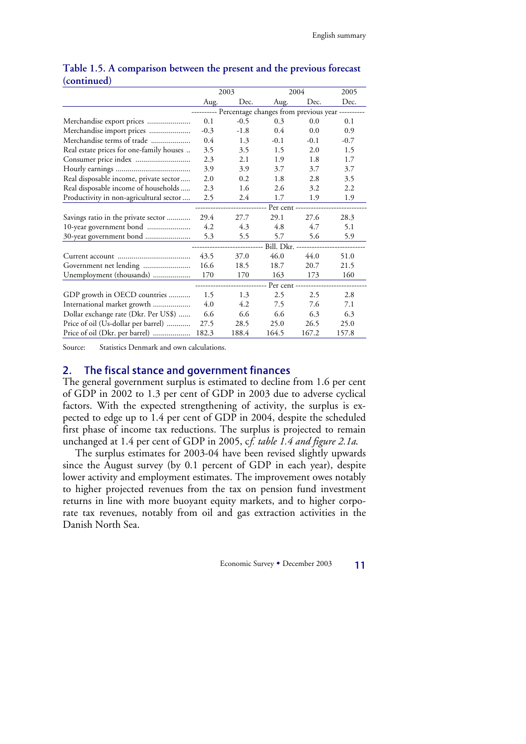### Table 1.5. A comparison between the present and the previous forecast (continued)

| | 2003 | | 2004 | | 2005 |
|---|---|---|---|---|---|
| | Aug. | Dec. | Aug. | Dec. | Dec. |
| | ---------- Percentage changes from previous year ---------- | | | | |
| Merchandise export prices | 0.1 | -0.5 | 0.3 | 0.0 | 0.1 |
| Merchandise import prices | -0.3 | -1.8 | 0.4 | 0.0 | 0.9 |
| Merchandise terms of trade | 0.4 | 1.3 | -0.1 | -0.1 | -0.7 |
| Real estate prices for one-family houses | 3.5 | 3.5 | 1.5 | 2.0 | 1.5 |
| Consumer price index | 2.3 | 2.1 | 1.9 | 1.8 | 1.7 |
| Hourly earnings | 3.9 | 3.9 | 3.7 | 3.7 | 3.7 |
| Real disposable income, private sector | 2.0 | 0.2 | 1.8 | 2.8 | 3.5 |
| Real disposable income of households | 2.3 | 1.6 | 2.6 | 3.2 | 2.2 |
| Productivity in non-agricultural sector | 2.5 | 2.4 | 1.7 | 1.9 | 1.9 |
| | ---------------------------- Per cent ---------------------------- | | | | |
| Savings ratio in the private sector | 29.4 | 27.7 | 29.1 | 27.6 | 28.3 |
| 10-year government bond | 4.2 | 4.3 | 4.8 | 4.7 | 5.1 |
| 30-yeat government bond | 5.3 | 5.5 | 5.7 | 5.6 | 5.9 |
| | --------------------------- Bill. Dkr. --------------------------- | | | | |
| Current account | 43.5 | 37.0 | 46.0 | 44.0 | 51.0 |
| Government net lending | 16.6 | 18.5 | 18.7 | 20.7 | 21.5 |
| Unemployment (thousands) | 170 | 170 | 163 | 173 | 160 |
| | ---------------------------- Per cent ---------------------------- | | | | |
| GDP growth in OECD countries | 1.5 | 1.3 | 2.5 | 2.5 | 2.8 |
| International market growth | 4.0 | 4.2 | 7.5 | 7.6 | 7.1 |
| Dollar exchange rate (Dkr. Per US$) | 6.6 | 6.6 | 6.6 | 6.3 | 6.3 |
| Price of oil (Us-dollar per barrel) | 27.5 | 28.5 | 25.0 | 26.5 | 25.0 |
| Price of oil (Dkr. per barrel) | 182.3 | 188.4 | 164.5 | 167.2 | 157.8 |

Source: Statistics Denmark and own calculations.

## 2. The fiscal stance and government finances

The general government surplus is estimated to decline from 1.6 per cent of GDP in 2002 to 1.3 per cent of GDP in 2003 due to adverse cyclical factors. With the expected strengthening of activity, the surplus is expected to edge up to 1.4 per cent of GDP in 2004, despite the scheduled first phase of income tax reductions. The surplus is projected to remain unchanged at 1.4 per cent of GDP in 2005, c*f. table 1.4 and figure 2.1a*.

The surplus estimates for 2003-04 have been revised slightly upwards since the August survey (by 0.1 percent of GDP in each year), despite lower activity and employment estimates. The improvement owes notably to higher projected revenues from the tax on pension fund investment returns in line with more buoyant equity markets, and to higher corporate tax revenues, notably from oil and gas extraction activities in the Danish North Sea.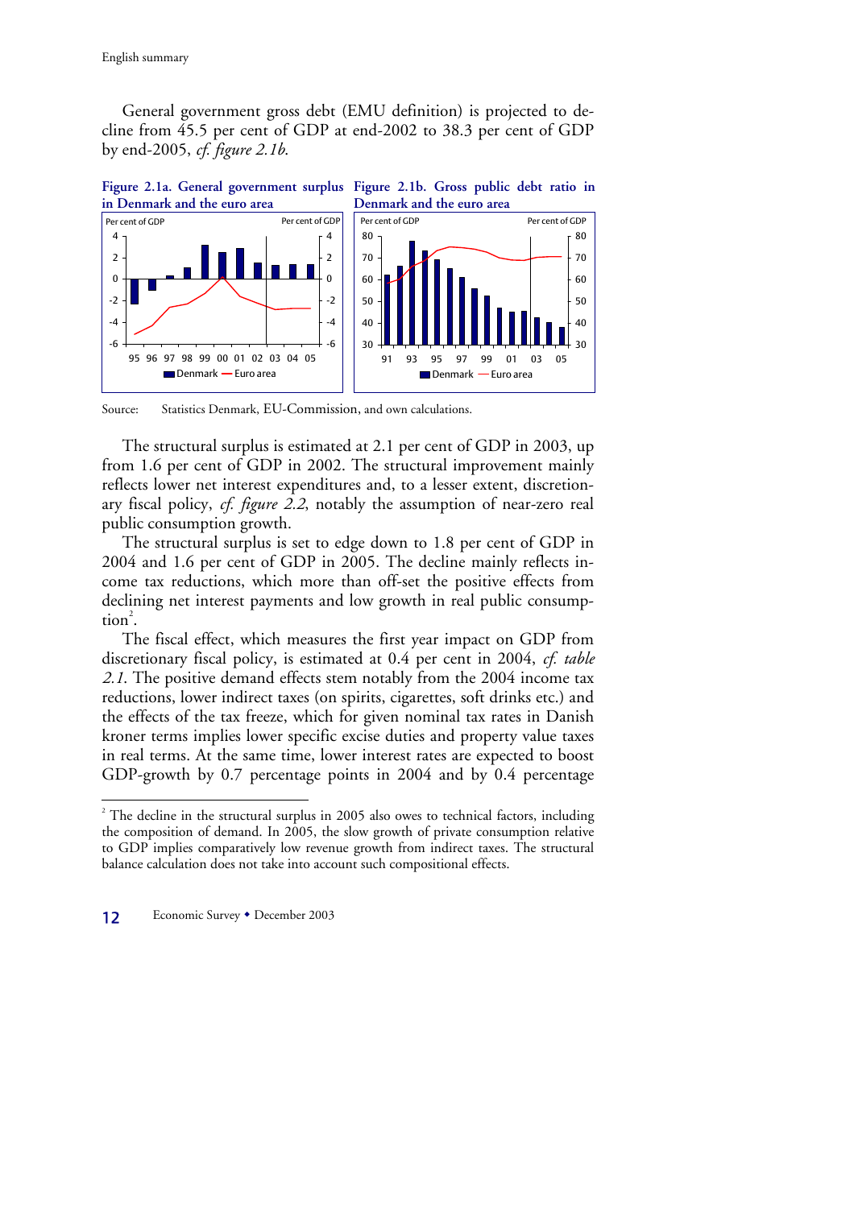General government gross debt (EMU definition) is projected to decline from 45.5 per cent of GDP at end-2002 to 38.3 per cent of GDP by end-2005, *cf. figure 2.1b*.

**Figure 2.1a. General government surplus in Denmark and the euro area**

**Figure 2.1b. Gross public debt ratio in Denmark and the euro area**

Source: Statistics Denmark, EU-Commission, and own calculations.

The structural surplus is estimated at 2.1 per cent of GDP in 2003, up from 1.6 per cent of GDP in 2002. The structural improvement mainly reflects lower net interest expenditures and, to a lesser extent, discretionary fiscal policy, *cf. figure 2.2*, notably the assumption of near-zero real public consumption growth.

The structural surplus is set to edge down to 1.8 per cent of GDP in 2004 and 1.6 per cent of GDP in 2005. The decline mainly reflects income tax reductions, which more than off-set the positive effects from declining net interest payments and low growth in real public consumption[2].

The fiscal effect, which measures the first year impact on GDP from discretionary fiscal policy, is estimated at 0.4 per cent in 2004, *cf. table 2.1*. The positive demand effects stem notably from the 2004 income tax reductions, lower indirect taxes (on spirits, cigarettes, soft drinks etc.) and the effects of the tax freeze, which for given nominal tax rates in Danish kroner terms implies lower specific excise duties and property value taxes in real terms. At the same time, lower interest rates are expected to boost GDP-growth by 0.7 percentage points in 2004 and by 0.4 percentage

[2] The decline in the structural surplus in 2005 also owes to technical factors, including the composition of demand. In 2005, the slow growth of private consumption relative to GDP implies comparatively low revenue growth from indirect taxes. The structural balance calculation does not take into account such compositional effects.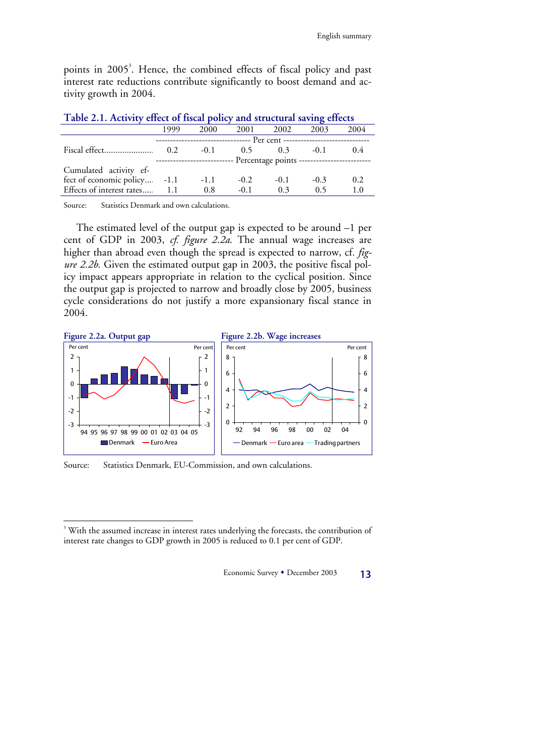points in 2005[3]. Hence, the combined effects of fiscal policy and past interest rate reductions contribute significantly to boost demand and activity growth in 2004.

**Table 2.1. Activity effect of fiscal policy and structural saving effects**

| | 1999 | 2000 | 2001 | 2002 | 2003 | 2004 |
|---|---|---|---|---|---|---|
| | Per cent | | | | | |
| Fiscal effect...................... | 0.2 | -0.1 | 0.5 | 0.3 | -0.1 | 0.4 |
| | Percentage points | | | | | |
| Cumulated activity effect of economic policy.... | -1.1 | -1.1 | -0.2 | -0.1 | -0.3 | 0.2 |
| Effects of interest rates..... | 1.1 | 0.8 | -0.1 | 0.3 | 0.5 | 1.0 |

Source: Statistics Denmark and own calculations.

The estimated level of the output gap is expected to be around –1 per cent of GDP in 2003, *cf. figure 2.2a*. The annual wage increases are higher than abroad even though the spread is expected to narrow, cf. *figure 2.2b*. Given the estimated output gap in 2003, the positive fiscal policy impact appears appropriate in relation to the cyclical position. Since the output gap is projected to narrow and broadly close by 2005, business cycle considerations do not justify a more expansionary fiscal stance in 2004.

**Figure 2.2a. Output gap**

**Figure 2.2b. Wage increases**

Source: Statistics Denmark, EU-Commission, and own calculations.

[3] With the assumed increase in interest rates underlying the forecasts, the contribution of interest rate changes to GDP growth in 2005 is reduced to 0.1 per cent of GDP.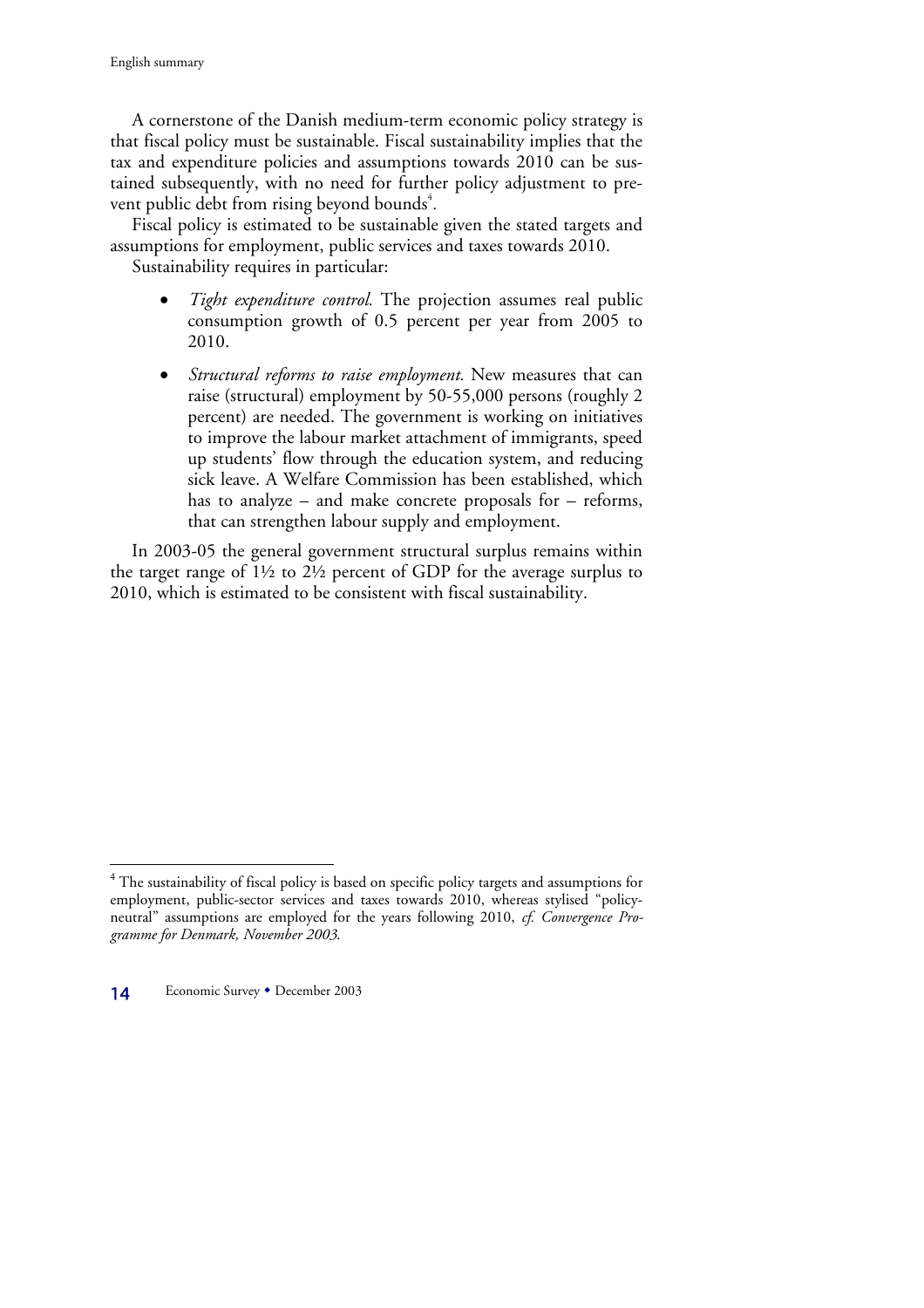A cornerstone of the Danish medium-term economic policy strategy is that fiscal policy must be sustainable. Fiscal sustainability implies that the tax and expenditure policies and assumptions towards 2010 can be sustained subsequently, with no need for further policy adjustment to prevent public debt from rising beyond bounds[4].

Fiscal policy is estimated to be sustainable given the stated targets and assumptions for employment, public services and taxes towards 2010.

Sustainability requires in particular:

- *Tight expenditure control.* The projection assumes real public consumption growth of 0.5 percent per year from 2005 to 2010.
- *Structural reforms to raise employment.* New measures that can raise (structural) employment by 50-55,000 persons (roughly 2 percent) are needed. The government is working on initiatives to improve the labour market attachment of immigrants, speed up students' flow through the education system, and reducing sick leave. A Welfare Commission has been established, which has to analyze – and make concrete proposals for – reforms, that can strengthen labour supply and employment.

In 2003-05 the general government structural surplus remains within the target range of 1½ to 2½ percent of GDP for the average surplus to 2010, which is estimated to be consistent with fiscal sustainability.

---

[4] The sustainability of fiscal policy is based on specific policy targets and assumptions for employment, public-sector services and taxes towards 2010, whereas stylised "policy-neutral" assumptions are employed for the years following 2010, *cf. Convergence Programme for Denmark, November 2003.*